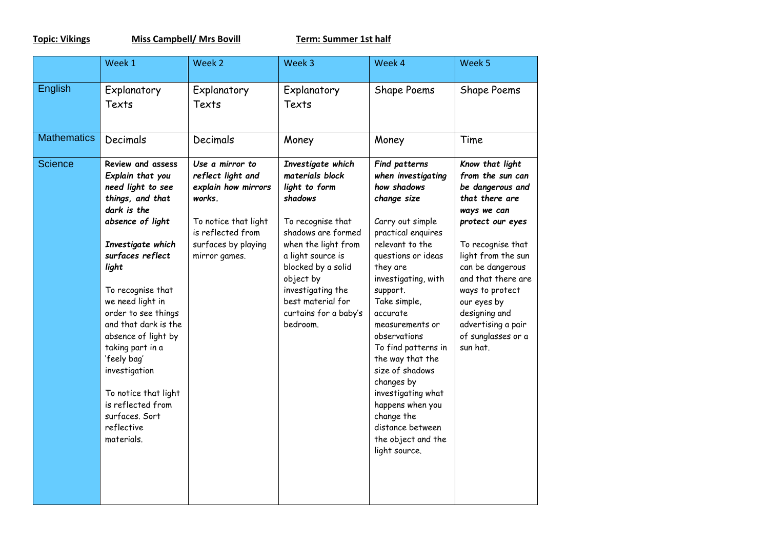**Topic: Vikings** **Miss Campbell/ Mrs Bovill** **Term: Summer 1st half**

| | Week 1 | Week 2 | Week 3 | Week 4 | Week 5 |
|---|---|---|---|---|---|
| English | Explanatory Texts | Explanatory Texts | Explanatory Texts | Shape Poems | Shape Poems |
| Mathematics | Decimals | Decimals | Money | Money | Time |
| Science | **Review and assess** ***Explain that you need light to see things, and that dark is the absence of light*** <br><br> ***Investigate which surfaces reflect light*** <br><br> To recognise that we need light in order to see things and that dark is the absence of light by taking part in a 'feely bag' investigation <br><br> To notice that light is reflected from surfaces. Sort reflective materials. | ***Use a mirror to reflect light and explain how mirrors works.*** <br><br> To notice that light is reflected from surfaces by playing mirror games. | ***Investigate which materials block light to form shadows*** <br><br> To recognise that shadows are formed when the light from a light source is blocked by a solid object by investigating the best material for curtains for a baby's bedroom. | ***Find patterns when investigating how shadows change size*** <br><br> Carry out simple practical enquires relevant to the questions or ideas they are investigating, with support. <br> Take simple, accurate measurements or observations <br> To find patterns in the way that the size of shadows changes by investigating what happens when you change the distance between the object and the light source. | ***Know that light from the sun can be dangerous and that there are ways we can protect our eyes*** <br><br> To recognise that light from the sun can be dangerous and that there are ways to protect our eyes by designing and advertising a pair of sunglasses or a sun hat. |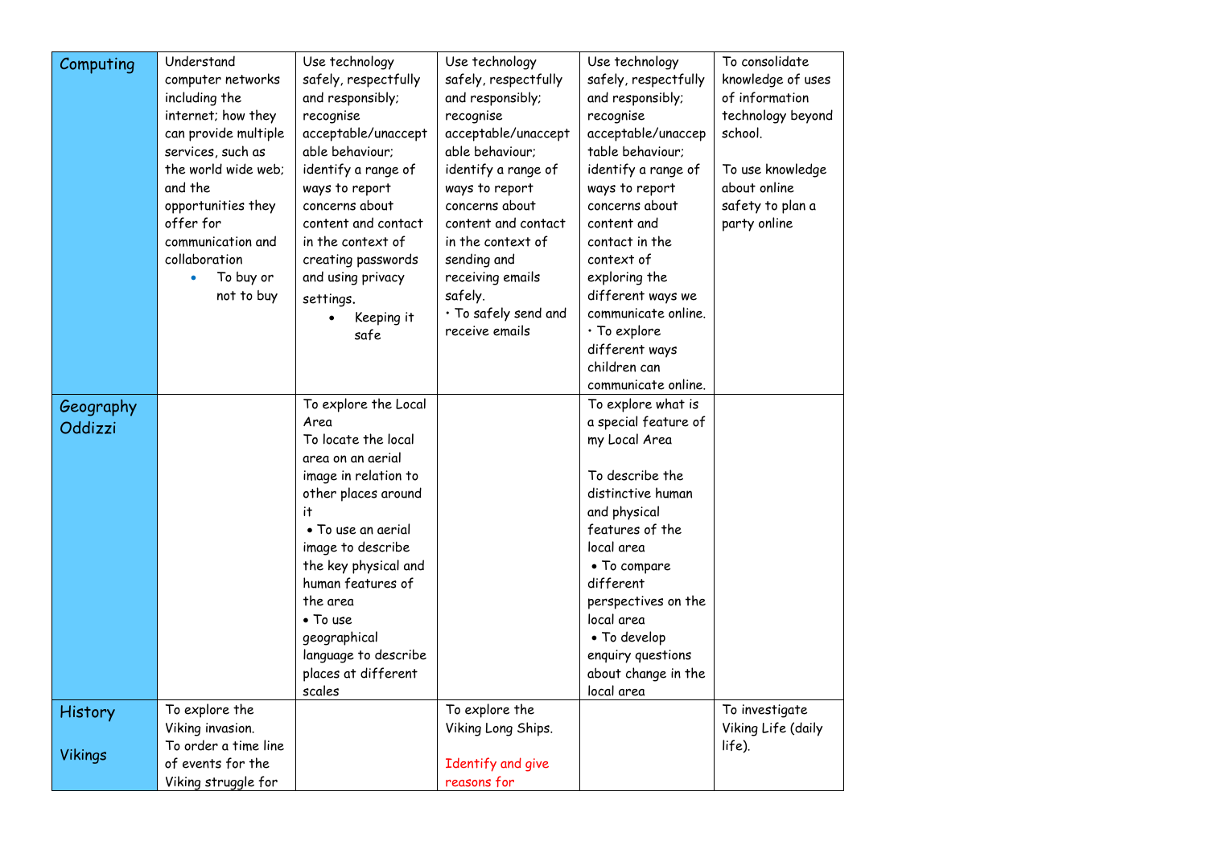| Computing | Understand computer networks including the internet; how they can provide multiple services, such as the world wide web; and the opportunities they offer for communication and collaboration<br>• To buy or not to buy | Use technology safely, respectfully and responsibly; recognise acceptable/unacceptable behaviour; identify a range of ways to report concerns about content and contact in the context of creating passwords and using privacy settings.<br>• Keeping it safe | Use technology safely, respectfully and responsibly; recognise acceptable/unacceptable behaviour; identify a range of ways to report concerns about content and contact in the context of sending and receiving emails safely.<br>• To safely send and receive emails | Use technology safely, respectfully and responsibly; recognise acceptable/unacceptable behaviour; identify a range of ways to report concerns about content and contact in the context of exploring the different ways we communicate online.<br>• To explore different ways children can communicate online. | To consolidate knowledge of uses of information technology beyond school.<br><br>To use knowledge about online safety to plan a party online |
|---|---|---|---|---|---|
| Geography Oddizzi | | To explore the Local Area<br>To locate the local area on an aerial image in relation to other places around it<br>• To use an aerial image to describe the key physical and human features of the area<br>• To use geographical language to describe places at different scales | | To explore what is a special feature of my Local Area<br><br>To describe the distinctive human and physical features of the local area<br>• To compare different perspectives on the local area<br>• To develop enquiry questions about change in the local area | |
| History<br><br>Vikings | To explore the Viking invasion.<br>To order a time line of events for the Viking struggle for | | To explore the Viking Long Ships.<br><br>Identify and give reasons for | | To investigate Viking Life (daily life). |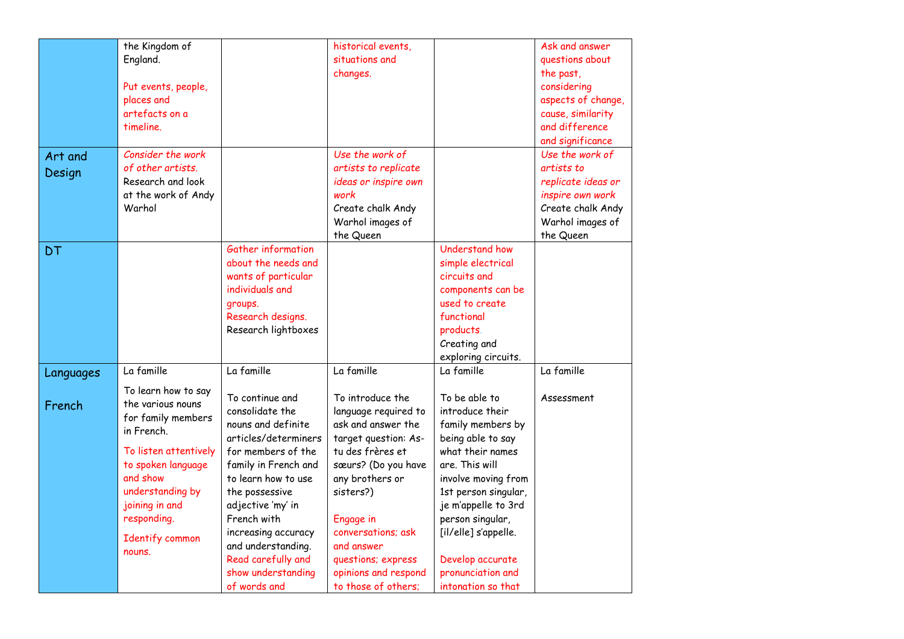| | | | | | |
|---|---|---|---|---|---|
| | the Kingdom of England.<br><br>Put events, people, places and artefacts on a timeline. | | historical events, situations and changes. | | Ask and answer questions about the past, considering aspects of change, cause, similarity and difference and significance |
| Art and Design | *Consider the work of other artists.*<br>Research and look at the work of Andy Warhol | | *Use the work of artists to replicate ideas or inspire own work*<br>Create chalk Andy Warhol images of the Queen | | *Use the work of artists to replicate ideas or inspire own work*<br>Create chalk Andy Warhol images of the Queen |
| DT | | Gather information about the needs and wants of particular individuals and groups.<br>Research designs.<br>Research lightboxes | | Understand how simple electrical circuits and components can be used to create functional products.<br>Creating and exploring circuits. | |
| Languages<br><br>French | La famille<br><br>To learn how to say the various nouns for family members in French.<br><br>To listen attentively to spoken language and show understanding by joining in and responding.<br><br>Identify common nouns. | La famille<br><br>To continue and consolidate the nouns and definite articles/determiners for members of the family in French and to learn how to use the possessive adjective 'my' in French with increasing accuracy and understanding.<br>Read carefully and show understanding of words and | La famille<br><br>To introduce the language required to ask and answer the target question: As-tu des frères et sœurs? (Do you have any brothers or sisters?)<br><br>Engage in conversations; ask and answer questions; express opinions and respond to those of others; | La famille<br><br>To be able to introduce their family members by being able to say what their names are. This will involve moving from 1st person singular, je m'appelle to 3rd person singular, [il/elle] s'appelle.<br><br>Develop accurate pronunciation and intonation so that | La famille<br><br>Assessment |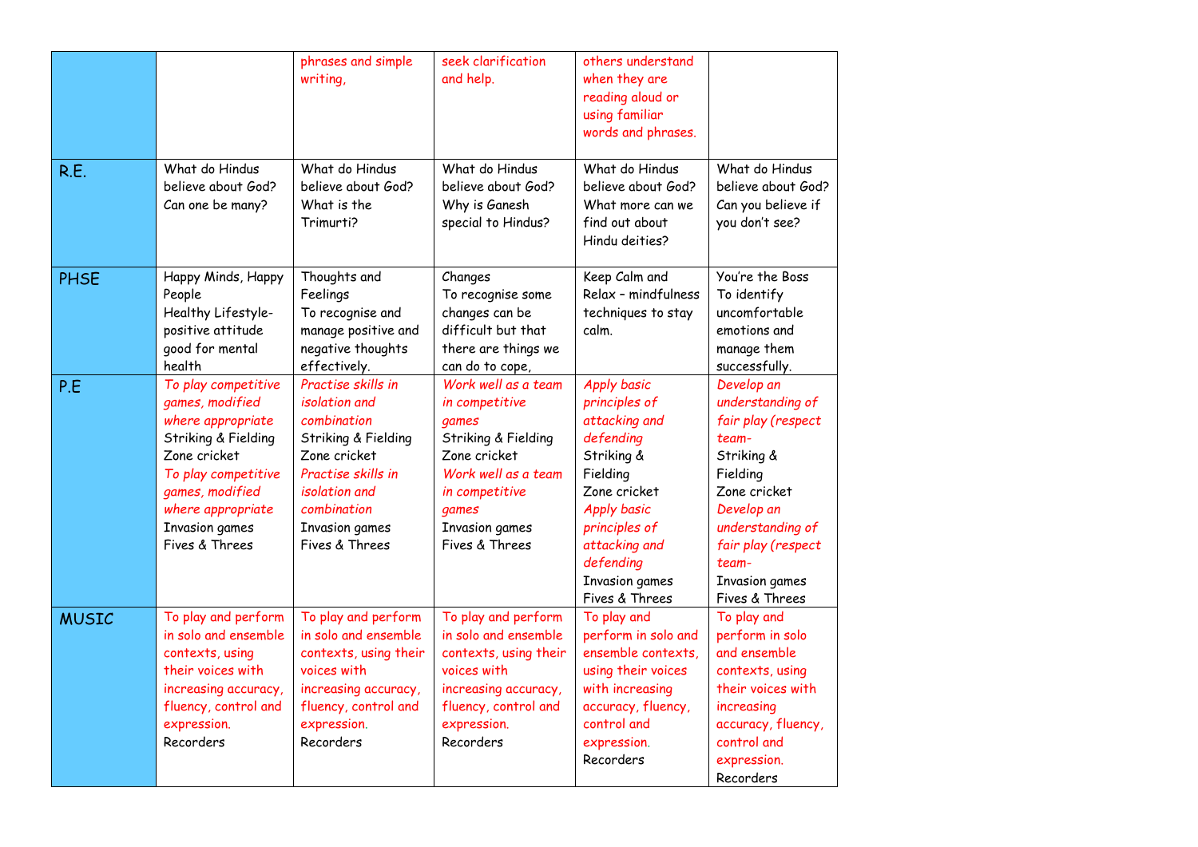| | | | | | |
|---|---|---|---|---|---|
| | | phrases and simple writing, | seek clarification and help. | others understand when they are reading aloud or using familiar words and phrases. | |
| R.E. | What do Hindus believe about God? Can one be many? | What do Hindus believe about God? What is the Trimurti? | What do Hindus believe about God? Why is Ganesh special to Hindus? | What do Hindus believe about God? What more can we find out about Hindu deities? | What do Hindus believe about God? Can you believe if you don't see? |
| PHSE | Happy Minds, Happy People<br>Healthy Lifestyle- positive attitude good for mental health | Thoughts and Feelings<br>To recognise and manage positive and negative thoughts effectively. | Changes<br>To recognise some changes can be difficult but that there are things we can do to cope, | Keep Calm and Relax – mindfulness techniques to stay calm. | You're the Boss<br>To identify uncomfortable emotions and manage them successfully. |
| P.E | *To play competitive games, modified where appropriate*<br>Striking & Fielding<br>Zone cricket<br>*To play competitive games, modified where appropriate*<br>Invasion games<br>Fives & Threes | *Practise skills in isolation and combination*<br>Striking & Fielding<br>Zone cricket<br>*Practise skills in isolation and combination*<br>Invasion games<br>Fives & Threes | *Work well as a team in competitive games*<br>Striking & Fielding<br>Zone cricket<br>*Work well as a team in competitive games*<br>Invasion games<br>Fives & Threes | *Apply basic principles of attacking and defending*<br>Striking & Fielding<br>Zone cricket<br>*Apply basic principles of attacking and defending*<br>Invasion games<br>Fives & Threes | *Develop an understanding of fair play (respect team-*<br>Striking & Fielding<br>Zone cricket<br>*Develop an understanding of fair play (respect team-*<br>Invasion games<br>Fives & Threes |
| MUSIC | To play and perform in solo and ensemble contexts, using their voices with increasing accuracy, fluency, control and expression.<br>Recorders | To play and perform in solo and ensemble contexts, using their voices with increasing accuracy, fluency, control and expression.<br>Recorders | To play and perform in solo and ensemble contexts, using their voices with increasing accuracy, fluency, control and expression.<br>Recorders | To play and perform in solo and ensemble contexts, using their voices with increasing accuracy, fluency, control and expression.<br>Recorders | To play and perform in solo and ensemble contexts, using their voices with increasing accuracy, fluency, control and expression.<br>Recorders |